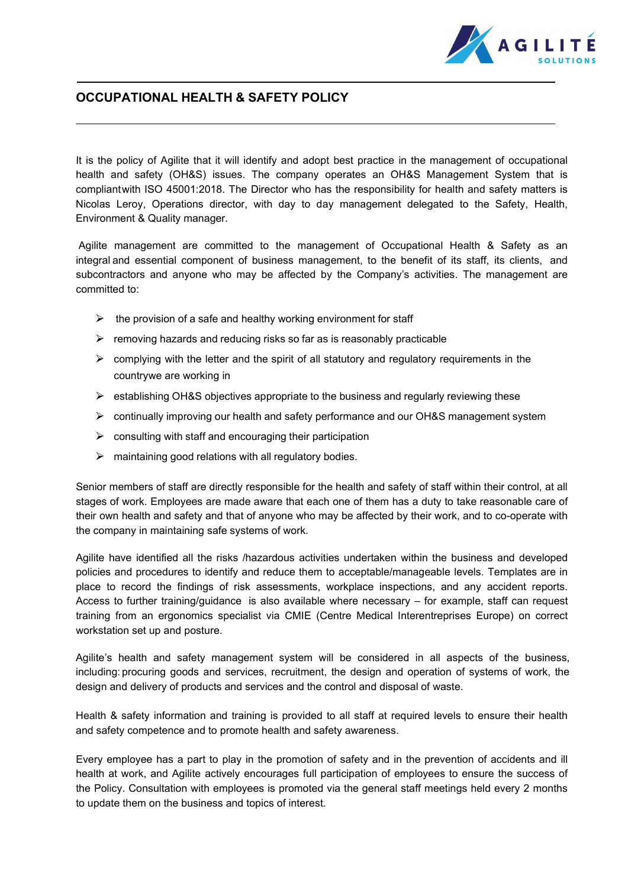## OCCUPATIONAL HEALTH & SAFETY POLICY

It is the policy of Agilite that it will identify and adopt best practice in the management of occupational health and safety (OH&S) issues. The company operates an OH&S Management System that is compliantwith ISO 45001:2018. The Director who has the responsibility for health and safety matters is Nicolas Leroy, Operations director, with day to day management delegated to the Safety, Health, Environment & Quality manager.

Agilite management are committed to the management of Occupational Health & Safety as an integral and essential component of business management, to the benefit of its staff, its clients, and subcontractors and anyone who may be affected by the Company's activities. The management are committed to:

- the provision of a safe and healthy working environment for staff
- removing hazards and reducing risks so far as is reasonably practicable
- complying with the letter and the spirit of all statutory and regulatory requirements in the countrywe are working in
- establishing OH&S objectives appropriate to the business and regularly reviewing these
- continually improving our health and safety performance and our OH&S management system
- consulting with staff and encouraging their participation
- maintaining good relations with all regulatory bodies.

Senior members of staff are directly responsible for the health and safety of staff within their control, at all stages of work. Employees are made aware that each one of them has a duty to take reasonable care of their own health and safety and that of anyone who may be affected by their work, and to co-operate with the company in maintaining safe systems of work.

Agilite have identified all the risks /hazardous activities undertaken within the business and developed policies and procedures to identify and reduce them to acceptable/manageable levels. Templates are in place to record the findings of risk assessments, workplace inspections, and any accident reports. Access to further training/guidance is also available where necessary – for example, staff can request training from an ergonomics specialist via CMIE (Centre Medical Interentreprises Europe) on correct workstation set up and posture.

Agilite's health and safety management system will be considered in all aspects of the business, including: procuring goods and services, recruitment, the design and operation of systems of work, the design and delivery of products and services and the control and disposal of waste.

Health & safety information and training is provided to all staff at required levels to ensure their health and safety competence and to promote health and safety awareness.

Every employee has a part to play in the promotion of safety and in the prevention of accidents and ill health at work, and Agilite actively encourages full participation of employees to ensure the success of the Policy. Consultation with employees is promoted via the general staff meetings held every 2 months to update them on the business and topics of interest.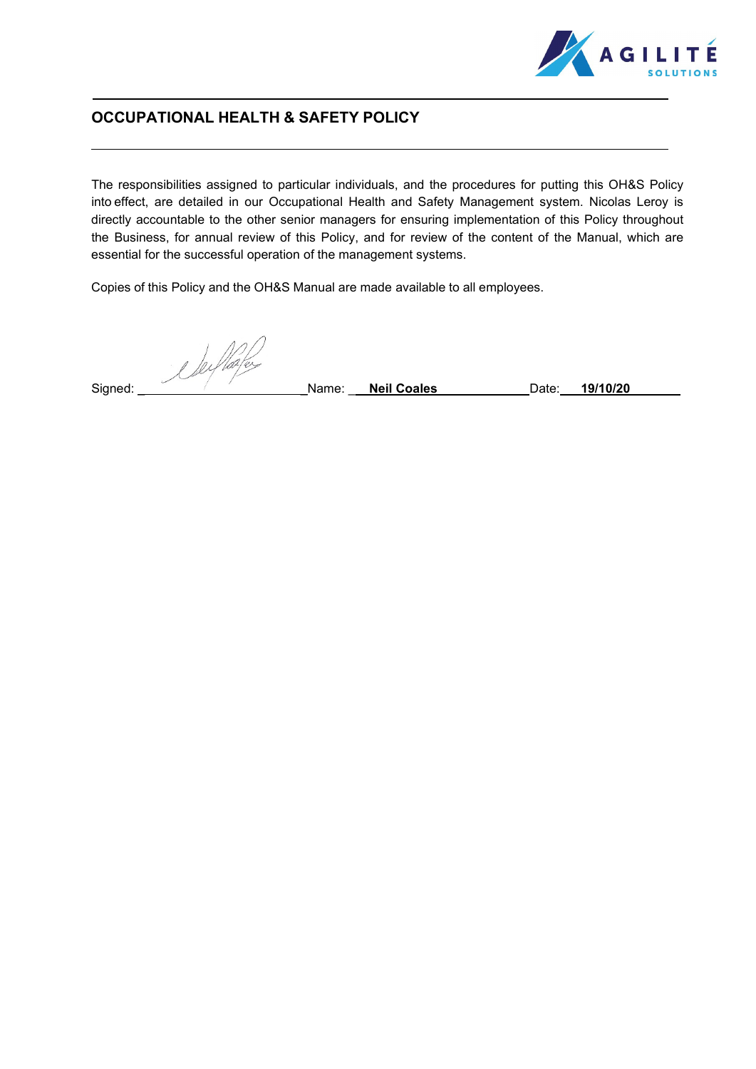## OCCUPATIONAL HEALTH & SAFETY POLICY

The responsibilities assigned to particular individuals, and the procedures for putting this OH&S Policy into effect, are detailed in our Occupational Health and Safety Management system. Nicolas Leroy is directly accountable to the other senior managers for ensuring implementation of this Policy throughout the Business, for annual review of this Policy, and for review of the content of the Manual, which are essential for the successful operation of the management systems.

Copies of this Policy and the OH&S Manual are made available to all employees.

Signed: ______________________ Name: **Neil Coales** Date: **19/10/20**